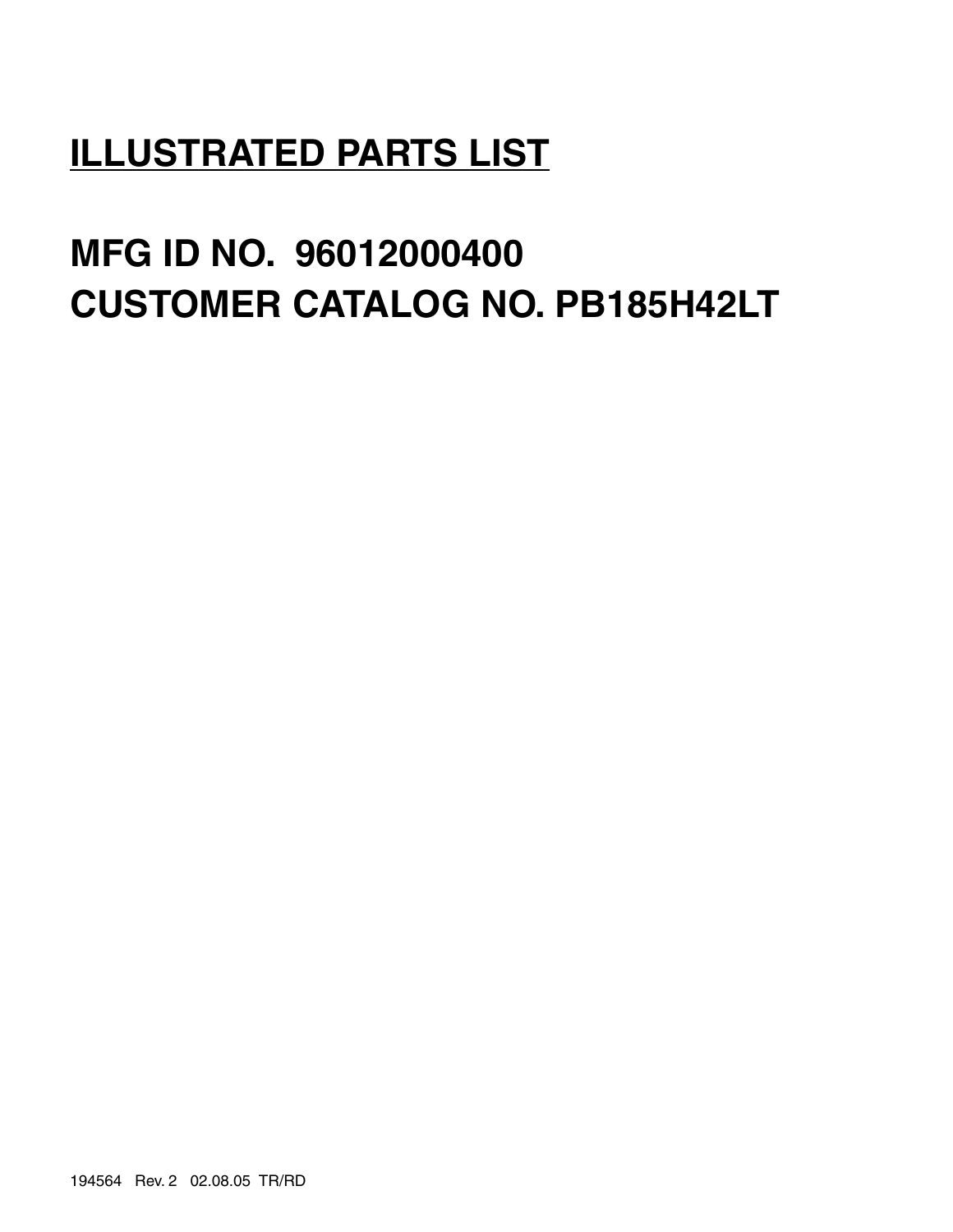# ILLUSTRATED PARTS LIST

## MFG ID NO. 96012000400

## CUSTOMER CATALOG NO. PB185H42LT

194564 Rev. 2 02.08.05 TR/RD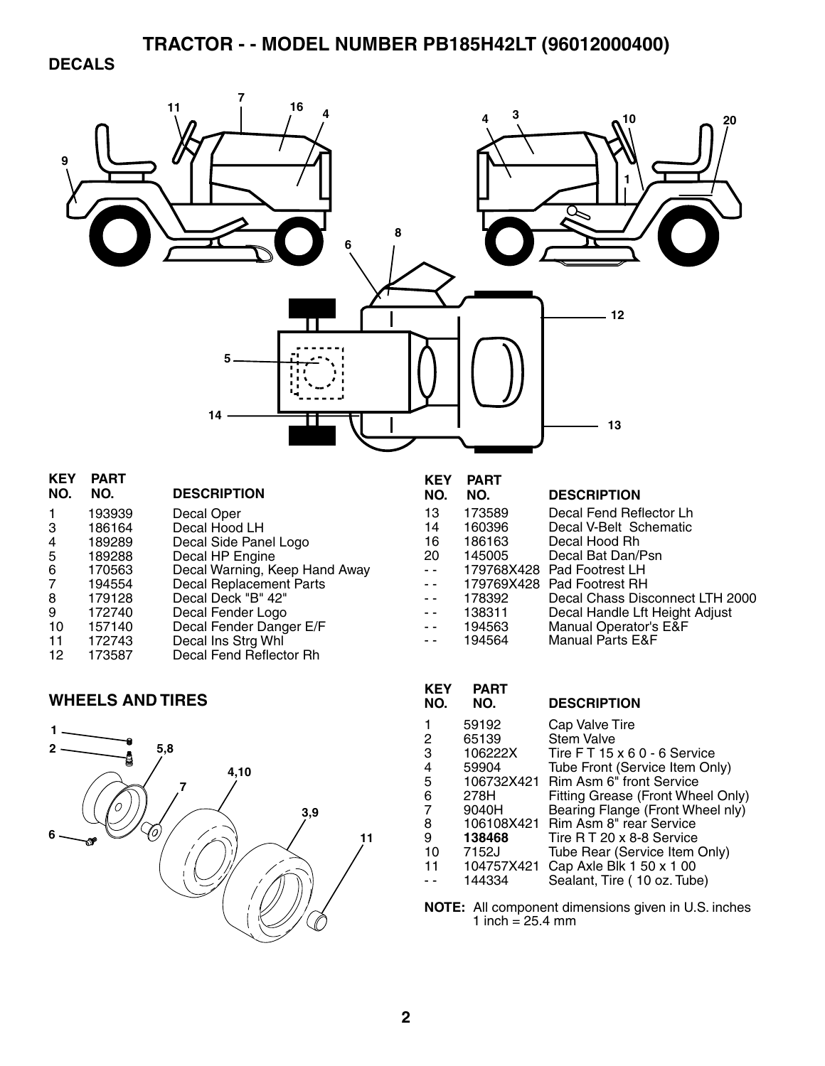# TRACTOR - - MODEL NUMBER PB185H42LT (96012000400)

## DECALS

| KEY NO. | PART NO. | DESCRIPTION |
|---|---|---|
| 1 | 193939 | Decal Oper |
| 3 | 186164 | Decal Hood LH |
| 4 | 189289 | Decal Side Panel Logo |
| 5 | 189288 | Decal HP Engine |
| 6 | 170563 | Decal Warning, Keep Hand Away |
| 7 | 194554 | Decal Replacement Parts |
| 8 | 179128 | Decal Deck "B" 42" |
| 9 | 172740 | Decal Fender Logo |
| 10 | 157140 | Decal Fender Danger E/F |
| 11 | 172743 | Decal Ins Strg Whl |
| 12 | 173587 | Decal Fend Reflector Rh |
| 13 | 173589 | Decal Fend Reflector Lh |
| 14 | 160396 | Decal V-Belt Schematic |
| 16 | 186163 | Decal Hood Rh |
| 20 | 145005 | Decal Bat Dan/Psn |
| - - | 179768X428 | Pad Footrest LH |
| - - | 179769X428 | Pad Footrest RH |
| - - | 178392 | Decal Chass Disconnect LTH 2000 |
| - - | 138311 | Decal Handle Lft Height Adjust |
| - - | 194563 | Manual Operator's E&F |
| - - | 194564 | Manual Parts E&F |

## WHEELS AND TIRES

| KEY NO. | PART NO. | DESCRIPTION |
|---|---|---|
| 1 | 59192 | Cap Valve Tire |
| 2 | 65139 | Stem Valve |
| 3 | 106222X | Tire F T 15 x 6 0 - 6 Service |
| 4 | 59904 | Tube Front (Service Item Only) |
| 5 | 106732X421 | Rim Asm 6" front Service |
| 6 | 278H | Fitting Grease (Front Wheel Only) |
| 7 | 9040H | Bearing Flange (Front Wheel nly) |
| 8 | 106108X421 | Rim Asm 8" rear Service |
| 9 | **138468** | Tire R T 20 x 8-8 Service |
| 10 | 7152J | Tube Rear (Service Item Only) |
| 11 | 104757X421 | Cap Axle Blk 1 50 x 1 00 |
| - - | 144334 | Sealant, Tire ( 10 oz. Tube) |

**NOTE:** All component dimensions given in U.S. inches
1 inch = 25.4 mm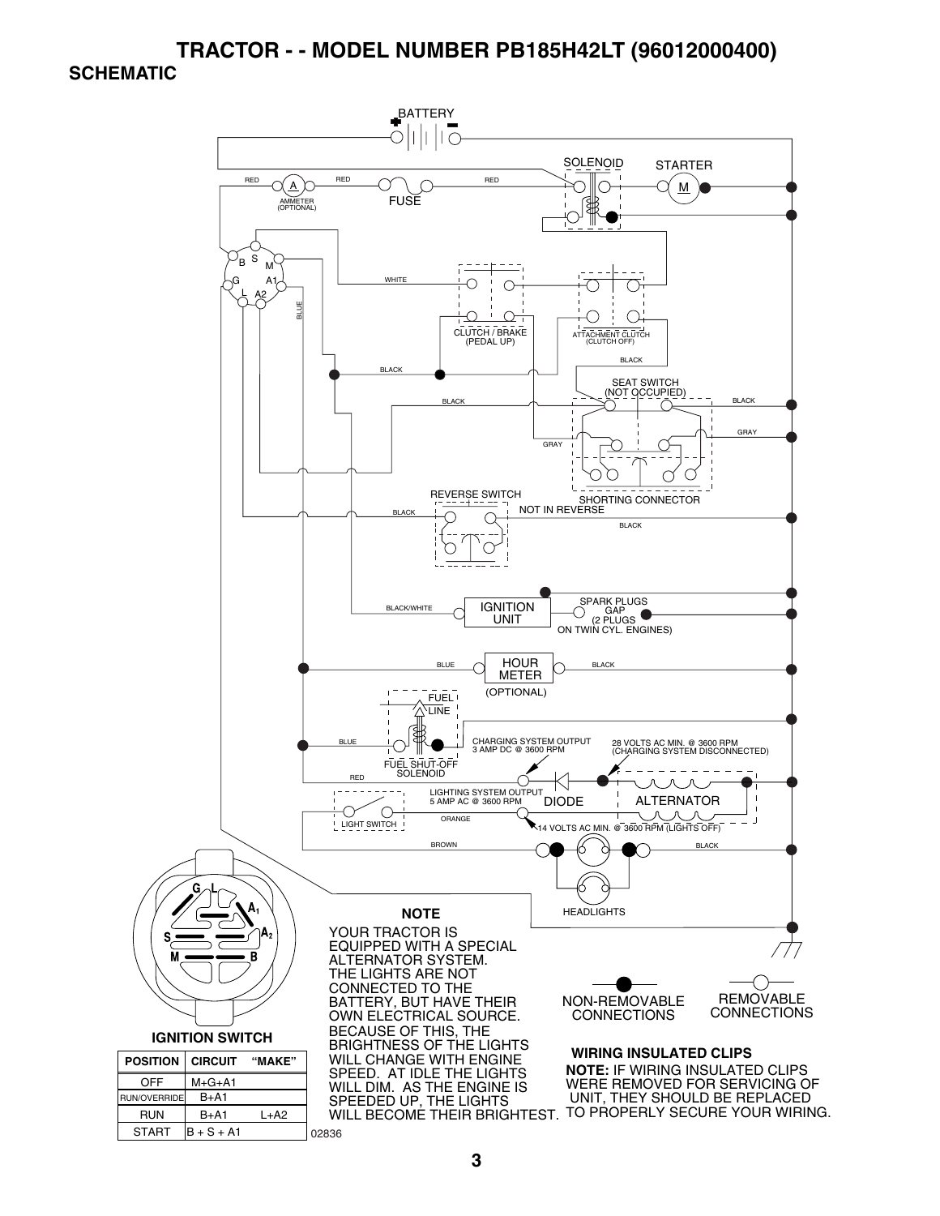# TRACTOR - - MODEL NUMBER PB185H42LT (96012000400)

## SCHEMATIC

BATTERY

SOLENOID

STARTER

RED

AMMETER (OPTIONAL)

FUSE

WHITE

CLUTCH / BRAKE (PEDAL UP)

ATTACHMENT CLUTCH (CLUTCH OFF)

BLUE

BLACK

SEAT SWITCH (NOT OCCUPIED)

GRAY

SHORTING CONNECTOR

REVERSE SWITCH

NOT IN REVERSE

BLACK/WHITE

IGNITION UNIT

SPARK PLUGS GAP (2 PLUGS ON TWIN CYL. ENGINES)

HOUR METER (OPTIONAL)

FUEL LINE

FUEL SHUT-OFF SOLENOID

CHARGING SYSTEM OUTPUT 3 AMP DC @ 3600 RPM

28 VOLTS AC MIN. @ 3600 RPM (CHARGING SYSTEM DISCONNECTED)

LIGHTING SYSTEM OUTPUT 5 AMP AC @ 3600 RPM

DIODE

ALTERNATOR

LIGHT SWITCH

ORANGE

14 VOLTS AC MIN. @ 3600 RPM (LIGHTS OFF)

BROWN

HEADLIGHTS

**IGNITION SWITCH**

| POSITION | CIRCUIT | "MAKE" |
|---|---|---|
| OFF | M+G+A1 | |
| RUN/OVERRIDE | B+A1 | |
| RUN | B+A1 | L+A2 |
| START | B + S + A1 | |

02836

**NOTE**

YOUR TRACTOR IS EQUIPPED WITH A SPECIAL ALTERNATOR SYSTEM. THE LIGHTS ARE NOT CONNECTED TO THE BATTERY, BUT HAVE THEIR OWN ELECTRICAL SOURCE. BECAUSE OF THIS, THE BRIGHTNESS OF THE LIGHTS WILL CHANGE WITH ENGINE SPEED. AT IDLE THE LIGHTS WILL DIM. AS THE ENGINE IS SPEEDED UP, THE LIGHTS WILL BECOME THEIR BRIGHTEST.

NON-REMOVABLE CONNECTIONS

REMOVABLE CONNECTIONS

**WIRING INSULATED CLIPS**

**NOTE:** IF WIRING INSULATED CLIPS WERE REMOVED FOR SERVICING OF UNIT, THEY SHOULD BE REPLACED TO PROPERLY SECURE YOUR WIRING.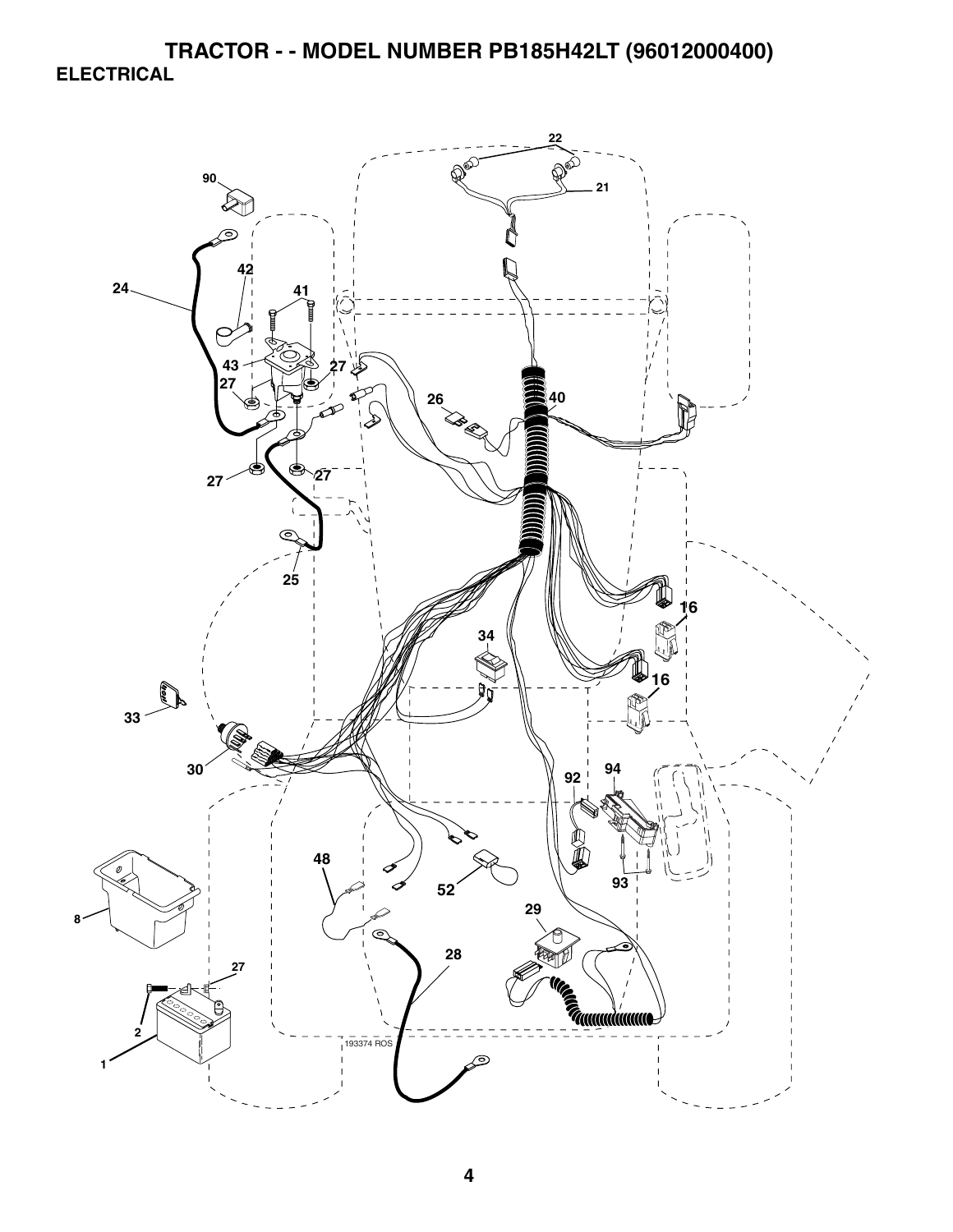# TRACTOR - - MODEL NUMBER PB185H42LT (96012000400)

## ELECTRICAL

22

90

21

24

42

41

43

27

27

26

40

27

27

25

16

34

16

33

30

92

94

48

52

93

8

29

28

27

2

193374 ROS

1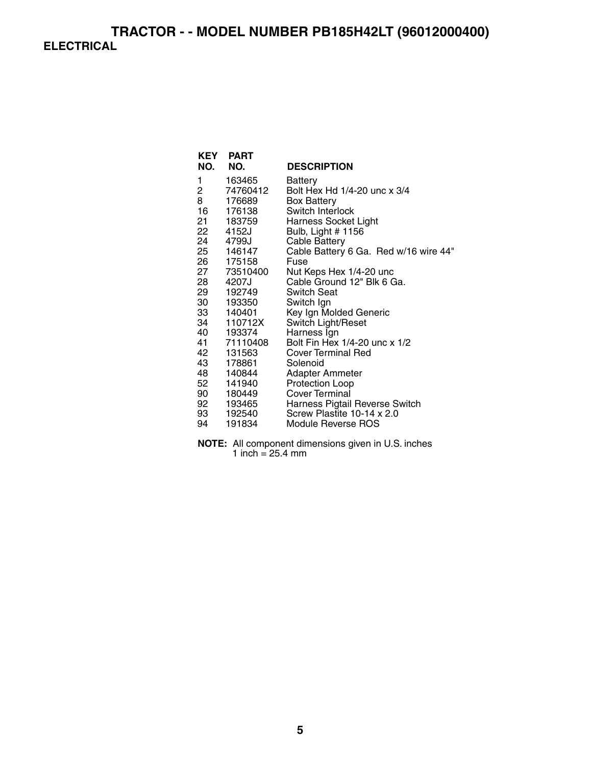# TRACTOR - - MODEL NUMBER PB185H42LT (96012000400)

## ELECTRICAL

| KEY NO. | PART NO. | DESCRIPTION |
|---|---|---|
| 1 | 163465 | Battery |
| 2 | 74760412 | Bolt Hex Hd 1/4-20 unc x 3/4 |
| 8 | 176689 | Box Battery |
| 16 | 176138 | Switch Interlock |
| 21 | 183759 | Harness Socket Light |
| 22 | 4152J | Bulb, Light # 1156 |
| 24 | 4799J | Cable Battery |
| 25 | 146147 | Cable Battery 6 Ga. Red w/16 wire 44" |
| 26 | 175158 | Fuse |
| 27 | 73510400 | Nut Keps Hex 1/4-20 unc |
| 28 | 4207J | Cable Ground 12" Blk 6 Ga. |
| 29 | 192749 | Switch Seat |
| 30 | 193350 | Switch Ign |
| 33 | 140401 | Key Ign Molded Generic |
| 34 | 110712X | Switch Light/Reset |
| 40 | 193374 | Harness Ign |
| 41 | 71110408 | Bolt Fin Hex 1/4-20 unc x 1/2 |
| 42 | 131563 | Cover Terminal Red |
| 43 | 178861 | Solenoid |
| 48 | 140844 | Adapter Ammeter |
| 52 | 141940 | Protection Loop |
| 90 | 180449 | Cover Terminal |
| 92 | 193465 | Harness Pigtail Reverse Switch |
| 93 | 192540 | Screw Plastite 10-14 x 2.0 |
| 94 | 191834 | Module Reverse ROS |

**NOTE:** All component dimensions given in U.S. inches
1 inch = 25.4 mm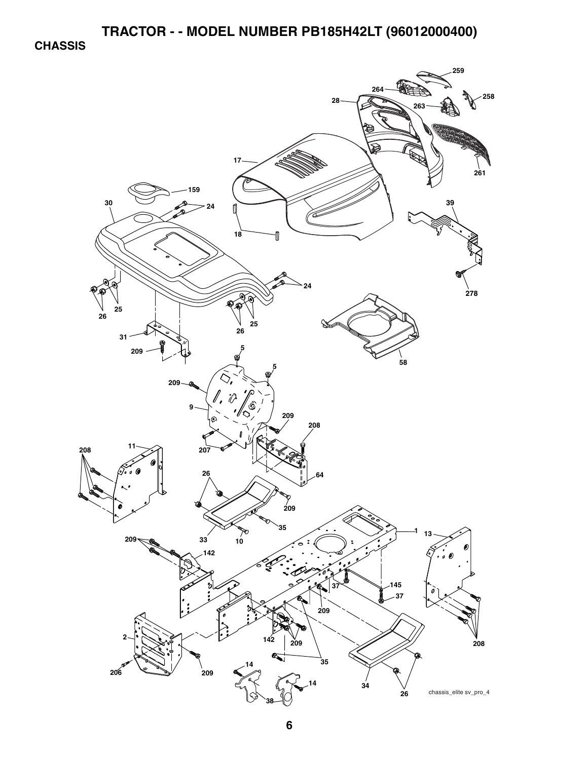# TRACTOR - - MODEL NUMBER PB185H42LT (96012000400)

## CHASSIS

259
264
258
28
263
17
261
159
30
24
39
18
24
278
26
25
26
25
31
58
209
5
5
209
9
209
208
207
11
208
64
26
209
35
33
10
1
13
209
142
37
145
37
209
208
2
142
209
35
206
209
14
14
34
38
26

chassis_elite sv_pro_4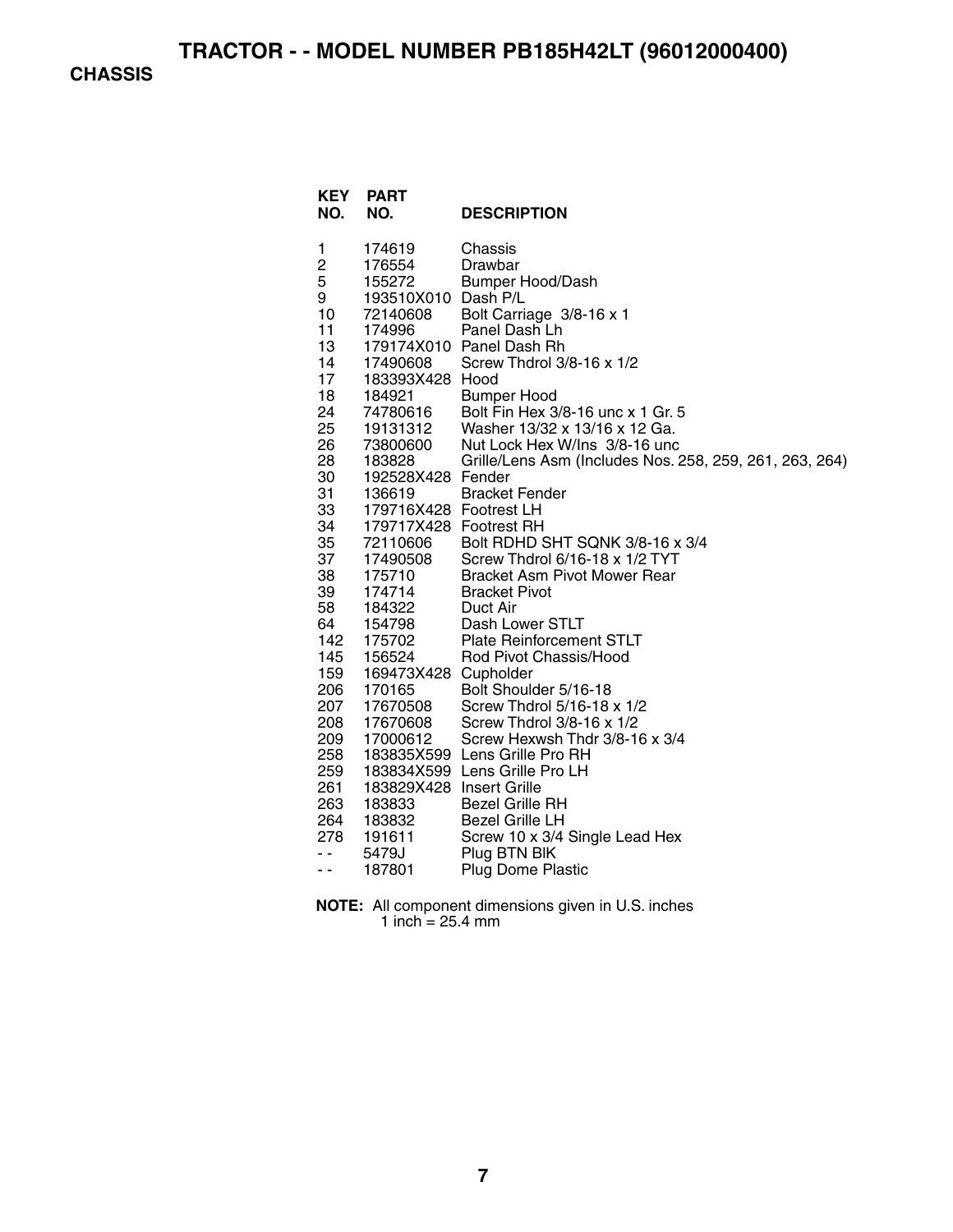# TRACTOR - - MODEL NUMBER PB185H42LT (96012000400)

## CHASSIS

| KEY NO. | PART NO. | DESCRIPTION |
|---|---|---|
| 1 | 174619 | Chassis |
| 2 | 176554 | Drawbar |
| 5 | 155272 | Bumper Hood/Dash |
| 9 | 193510X010 | Dash P/L |
| 10 | 72140608 | Bolt Carriage 3/8-16 x 1 |
| 11 | 174996 | Panel Dash Lh |
| 13 | 179174X010 | Panel Dash Rh |
| 14 | 17490608 | Screw Thdrol 3/8-16 x 1/2 |
| 17 | 183393X428 | Hood |
| 18 | 184921 | Bumper Hood |
| 24 | 74780616 | Bolt Fin Hex 3/8-16 unc x 1 Gr. 5 |
| 25 | 19131312 | Washer 13/32 x 13/16 x 12 Ga. |
| 26 | 73800600 | Nut Lock Hex W/Ins 3/8-16 unc |
| 28 | 183828 | Grille/Lens Asm (Includes Nos. 258, 259, 261, 263, 264) |
| 30 | 192528X428 | Fender |
| 31 | 136619 | Bracket Fender |
| 33 | 179716X428 | Footrest LH |
| 34 | 179717X428 | Footrest RH |
| 35 | 72110606 | Bolt RDHD SHT SQNK 3/8-16 x 3/4 |
| 37 | 17490508 | Screw Thdrol 6/16-18 x 1/2 TYT |
| 38 | 175710 | Bracket Asm Pivot Mower Rear |
| 39 | 174714 | Bracket Pivot |
| 58 | 184322 | Duct Air |
| 64 | 154798 | Dash Lower STLT |
| 142 | 175702 | Plate Reinforcement STLT |
| 145 | 156524 | Rod Pivot Chassis/Hood |
| 159 | 169473X428 | Cupholder |
| 206 | 170165 | Bolt Shoulder 5/16-18 |
| 207 | 17670508 | Screw Thdrol 5/16-18 x 1/2 |
| 208 | 17670608 | Screw Thdrol 3/8-16 x 1/2 |
| 209 | 17000612 | Screw Hexwsh Thdr 3/8-16 x 3/4 |
| 258 | 183835X599 | Lens Grille Pro RH |
| 259 | 183834X599 | Lens Grille Pro LH |
| 261 | 183829X428 | Insert Grille |
| 263 | 183833 | Bezel Grille RH |
| 264 | 183832 | Bezel Grille LH |
| 278 | 191611 | Screw 10 x 3/4 Single Lead Hex |
| - - | 5479J | Plug BTN Blk |
| - - | 187801 | Plug Dome Plastic |

**NOTE:** All component dimensions given in U.S. inches
1 inch = 25.4 mm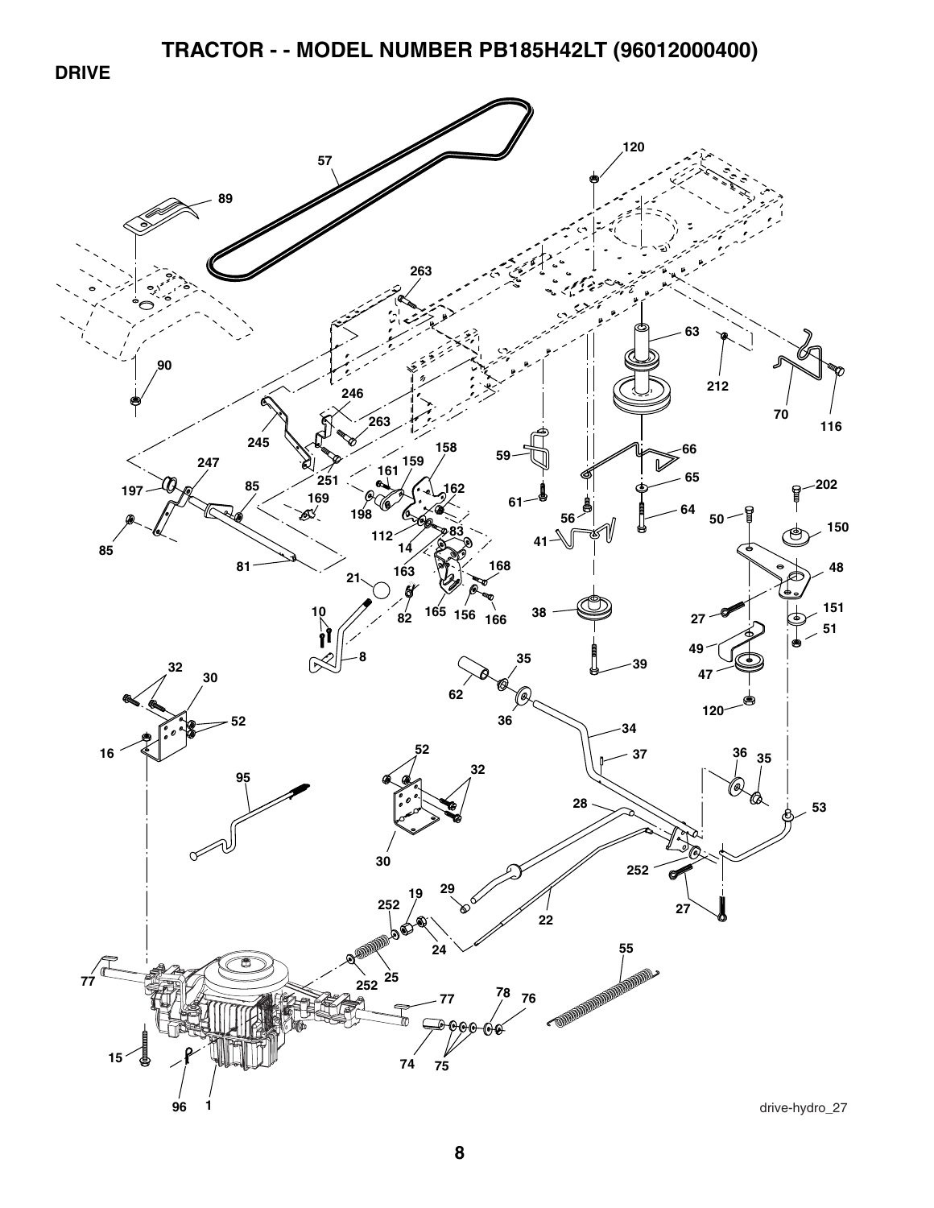# TRACTOR - - MODEL NUMBER PB185H42LT (96012000400)

## DRIVE

drive-hydro_27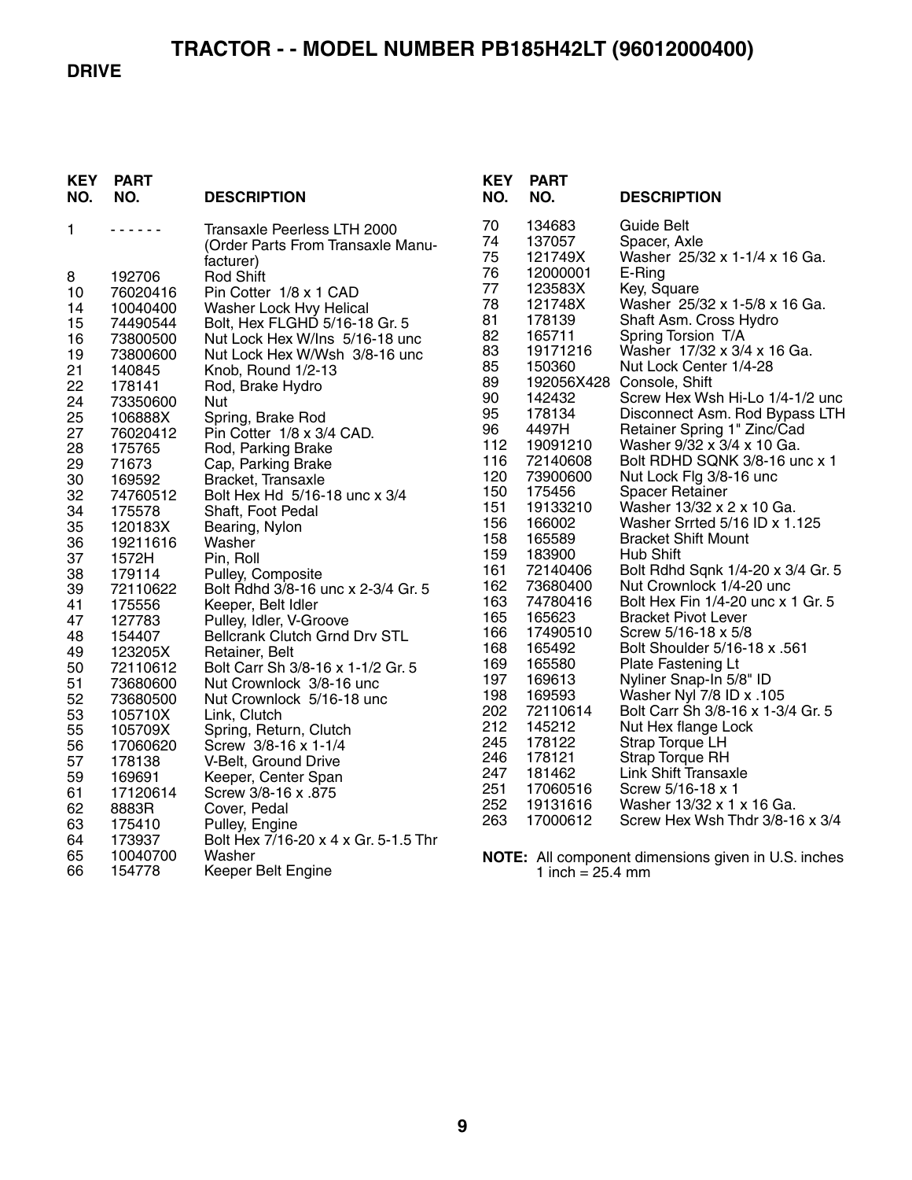# TRACTOR - - MODEL NUMBER PB185H42LT (96012000400)

## DRIVE

| KEY NO. | PART NO. | DESCRIPTION |
|---|---|---|
| 1 | - - - - - - | Transaxle Peerless LTH 2000 (Order Parts From Transaxle Manufacturer) |
| 8 | 192706 | Rod Shift |
| 10 | 76020416 | Pin Cotter 1/8 x 1 CAD |
| 14 | 10040400 | Washer Lock Hvy Helical |
| 15 | 74490544 | Bolt, Hex FLGHD 5/16-18 Gr. 5 |
| 16 | 73800500 | Nut Lock Hex W/Ins 5/16-18 unc |
| 19 | 73800600 | Nut Lock Hex W/Wsh 3/8-16 unc |
| 21 | 140845 | Knob, Round 1/2-13 |
| 22 | 178141 | Rod, Brake Hydro |
| 24 | 73350600 | Nut |
| 25 | 106888X | Spring, Brake Rod |
| 27 | 76020412 | Pin Cotter 1/8 x 3/4 CAD. |
| 28 | 175765 | Rod, Parking Brake |
| 29 | 71673 | Cap, Parking Brake |
| 30 | 169592 | Bracket, Transaxle |
| 32 | 74760512 | Bolt Hex Hd 5/16-18 unc x 3/4 |
| 34 | 175578 | Shaft, Foot Pedal |
| 35 | 120183X | Bearing, Nylon |
| 36 | 19211616 | Washer |
| 37 | 1572H | Pin, Roll |
| 38 | 179114 | Pulley, Composite |
| 39 | 72110622 | Bolt Rdhd 3/8-16 unc x 2-3/4 Gr. 5 |
| 41 | 175556 | Keeper, Belt Idler |
| 47 | 127783 | Pulley, Idler, V-Groove |
| 48 | 154407 | Bellcrank Clutch Grnd Drv STL |
| 49 | 123205X | Retainer, Belt |
| 50 | 72110612 | Bolt Carr Sh 3/8-16 x 1-1/2 Gr. 5 |
| 51 | 73680600 | Nut Crownlock 3/8-16 unc |
| 52 | 73680500 | Nut Crownlock 5/16-18 unc |
| 53 | 105710X | Link, Clutch |
| 55 | 105709X | Spring, Return, Clutch |
| 56 | 17060620 | Screw 3/8-16 x 1-1/4 |
| 57 | 178138 | V-Belt, Ground Drive |
| 59 | 169691 | Keeper, Center Span |
| 61 | 17120614 | Screw 3/8-16 x .875 |
| 62 | 8883R | Cover, Pedal |
| 63 | 175410 | Pulley, Engine |
| 64 | 173937 | Bolt Hex 7/16-20 x 4 x Gr. 5-1.5 Thr |
| 65 | 10040700 | Washer |
| 66 | 154778 | Keeper Belt Engine |
| 70 | 134683 | Guide Belt |
| 74 | 137057 | Spacer, Axle |
| 75 | 121749X | Washer 25/32 x 1-1/4 x 16 Ga. |
| 76 | 12000001 | E-Ring |
| 77 | 123583X | Key, Square |
| 78 | 121748X | Washer 25/32 x 1-5/8 x 16 Ga. |
| 81 | 178139 | Shaft Asm. Cross Hydro |
| 82 | 165711 | Spring Torsion T/A |
| 83 | 19171216 | Washer 17/32 x 3/4 x 16 Ga. |
| 85 | 150360 | Nut Lock Center 1/4-28 |
| 89 | 192056X428 | Console, Shift |
| 90 | 142432 | Screw Hex Wsh Hi-Lo 1/4-1/2 unc |
| 95 | 178134 | Disconnect Asm. Rod Bypass LTH |
| 96 | 4497H | Retainer Spring 1" Zinc/Cad |
| 112 | 19091210 | Washer 9/32 x 3/4 x 10 Ga. |
| 116 | 72140608 | Bolt RDHD SQNK 3/8-16 unc x 1 |
| 120 | 73900600 | Nut Lock Flg 3/8-16 unc |
| 150 | 175456 | Spacer Retainer |
| 151 | 19133210 | Washer 13/32 x 2 x 10 Ga. |
| 156 | 166002 | Washer Srrted 5/16 ID x 1.125 |
| 158 | 165589 | Bracket Shift Mount |
| 159 | 183900 | Hub Shift |
| 161 | 72140406 | Bolt Rdhd Sqnk 1/4-20 x 3/4 Gr. 5 |
| 162 | 73680400 | Nut Crownlock 1/4-20 unc |
| 163 | 74780416 | Bolt Hex Fin 1/4-20 unc x 1 Gr. 5 |
| 165 | 165623 | Bracket Pivot Lever |
| 166 | 17490510 | Screw 5/16-18 x 5/8 |
| 168 | 165492 | Bolt Shoulder 5/16-18 x .561 |
| 169 | 165580 | Plate Fastening Lt |
| 197 | 169613 | Nyliner Snap-In 5/8" ID |
| 198 | 169593 | Washer Nyl 7/8 ID x .105 |
| 202 | 72110614 | Bolt Carr Sh 3/8-16 x 1-3/4 Gr. 5 |
| 212 | 145212 | Nut Hex flange Lock |
| 245 | 178122 | Strap Torque LH |
| 246 | 178121 | Strap Torque RH |
| 247 | 181462 | Link Shift Transaxle |
| 251 | 17060516 | Screw 5/16-18 x 1 |
| 252 | 19131616 | Washer 13/32 x 1 x 16 Ga. |
| 263 | 17000612 | Screw Hex Wsh Thdr 3/8-16 x 3/4 |

**NOTE:** All component dimensions given in U.S. inches
1 inch = 25.4 mm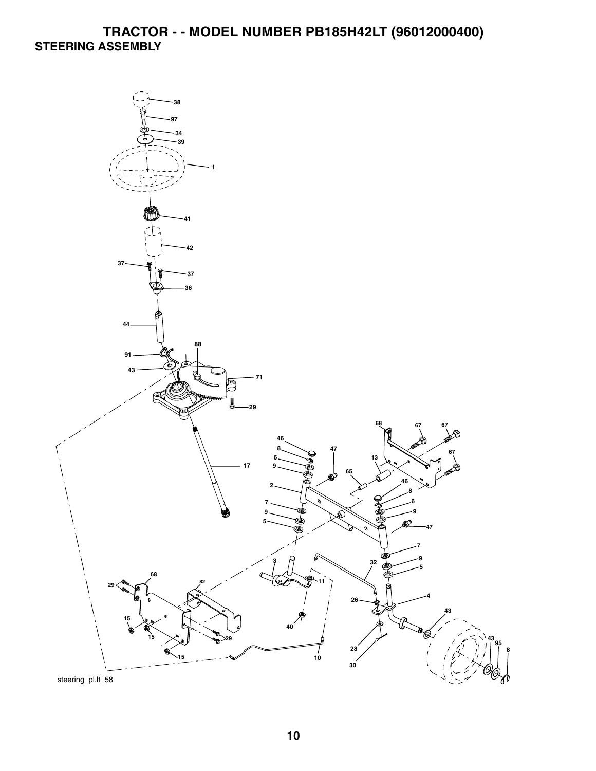# TRACTOR - - MODEL NUMBER PB185H42LT (96012000400)

## STEERING ASSEMBLY

steering_pl.lt_58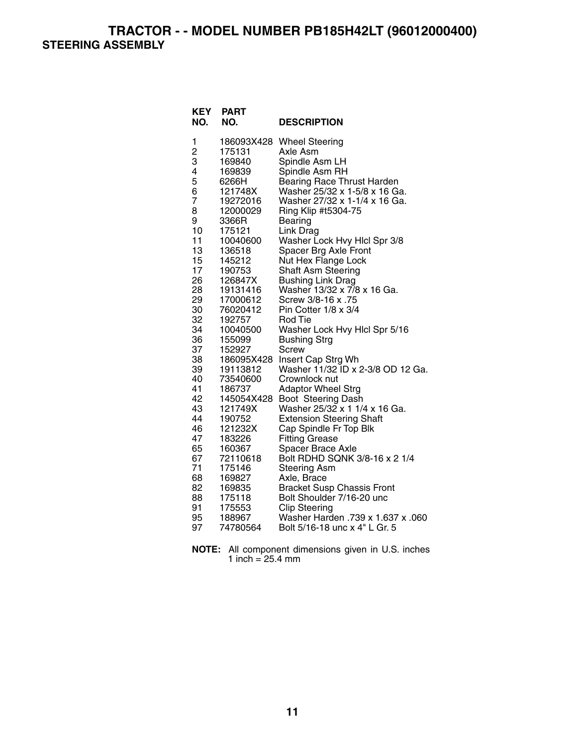# TRACTOR - - MODEL NUMBER PB185H42LT (96012000400)

## STEERING ASSEMBLY

| KEY NO. | PART NO. | DESCRIPTION |
|---|---|---|
| 1 | 186093X428 | Wheel Steering |
| 2 | 175131 | Axle Asm |
| 3 | 169840 | Spindle Asm LH |
| 4 | 169839 | Spindle Asm RH |
| 5 | 6266H | Bearing Race Thrust Harden |
| 6 | 121748X | Washer 25/32 x 1-5/8 x 16 Ga. |
| 7 | 19272016 | Washer 27/32 x 1-1/4 x 16 Ga. |
| 8 | 12000029 | Ring Klip #t5304-75 |
| 9 | 3366R | Bearing |
| 10 | 175121 | Link Drag |
| 11 | 10040600 | Washer Lock Hvy Hlcl Spr 3/8 |
| 13 | 136518 | Spacer Brg Axle Front |
| 15 | 145212 | Nut Hex Flange Lock |
| 17 | 190753 | Shaft Asm Steering |
| 26 | 126847X | Bushing Link Drag |
| 28 | 19131416 | Washer 13/32 x 7/8 x 16 Ga. |
| 29 | 17000612 | Screw 3/8-16 x .75 |
| 30 | 76020412 | Pin Cotter 1/8 x 3/4 |
| 32 | 192757 | Rod Tie |
| 34 | 10040500 | Washer Lock Hvy Hlcl Spr 5/16 |
| 36 | 155099 | Bushing Strg |
| 37 | 152927 | Screw |
| 38 | 186095X428 | Insert Cap Strg Wh |
| 39 | 19113812 | Washer 11/32 ID x 2-3/8 OD 12 Ga. |
| 40 | 73540600 | Crownlock nut |
| 41 | 186737 | Adaptor Wheel Strg |
| 42 | 145054X428 | Boot Steering Dash |
| 43 | 121749X | Washer 25/32 x 1 1/4 x 16 Ga. |
| 44 | 190752 | Extension Steering Shaft |
| 46 | 121232X | Cap Spindle Fr Top Blk |
| 47 | 183226 | Fitting Grease |
| 65 | 160367 | Spacer Brace Axle |
| 67 | 72110618 | Bolt RDHD SQNK 3/8-16 x 2 1/4 |
| 71 | 175146 | Steering Asm |
| 68 | 169827 | Axle, Brace |
| 82 | 169835 | Bracket Susp Chassis Front |
| 88 | 175118 | Bolt Shoulder 7/16-20 unc |
| 91 | 175553 | Clip Steering |
| 95 | 188967 | Washer Harden .739 x 1.637 x .060 |
| 97 | 74780564 | Bolt 5/16-18 unc x 4" L Gr. 5 |

**NOTE:** All component dimensions given in U.S. inches
1 inch = 25.4 mm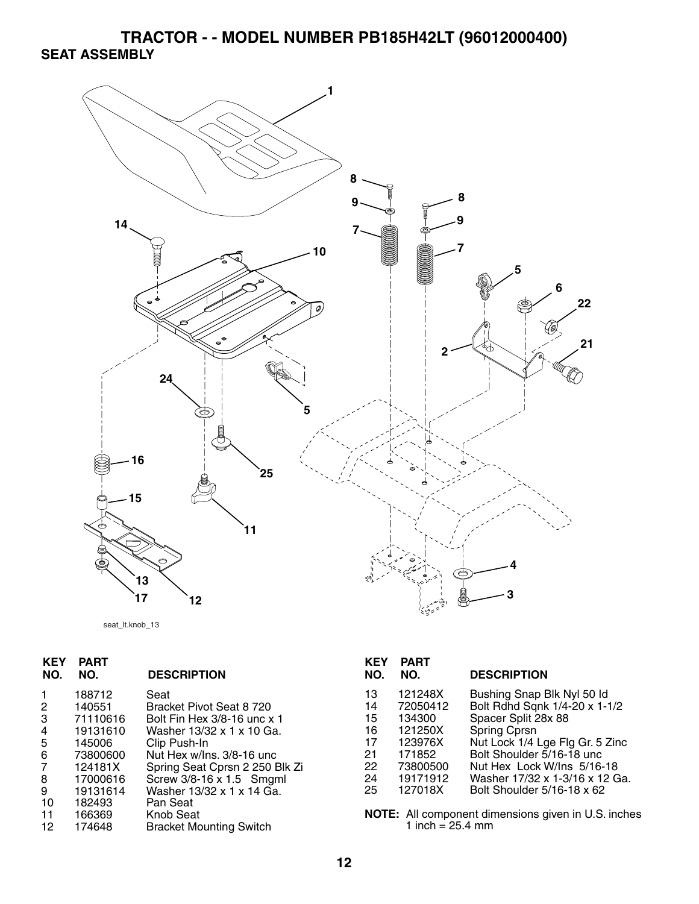# TRACTOR - - MODEL NUMBER PB185H42LT (96012000400)

## SEAT ASSEMBLY

seat_lt.knob_13

| KEY NO. | PART NO. | DESCRIPTION |
|---|---|---|
| 1 | 188712 | Seat |
| 2 | 140551 | Bracket Pivot Seat 8 720 |
| 3 | 71110616 | Bolt Fin Hex 3/8-16 unc x 1 |
| 4 | 19131610 | Washer 13/32 x 1 x 10 Ga. |
| 5 | 145006 | Clip Push-In |
| 6 | 73800600 | Nut Hex w/Ins. 3/8-16 unc |
| 7 | 124181X | Spring Seat Cprsn 2 250 Blk Zi |
| 8 | 17000616 | Screw 3/8-16 x 1.5 Smgml |
| 9 | 19131614 | Washer 13/32 x 1 x 14 Ga. |
| 10 | 182493 | Pan Seat |
| 11 | 166369 | Knob Seat |
| 12 | 174648 | Bracket Mounting Switch |
| 13 | 121248X | Bushing Snap Blk Nyl 50 Id |
| 14 | 72050412 | Bolt Rdhd Sqnk 1/4-20 x 1-1/2 |
| 15 | 134300 | Spacer Split 28x 88 |
| 16 | 121250X | Spring Cprsn |
| 17 | 123976X | Nut Lock 1/4 Lge Flg Gr. 5 Zinc |
| 21 | 171852 | Bolt Shoulder 5/16-18 unc |
| 22 | 73800500 | Nut Hex Lock W/Ins 5/16-18 |
| 24 | 19171912 | Washer 17/32 x 1-3/16 x 12 Ga. |
| 25 | 127018X | Bolt Shoulder 5/16-18 x 62 |

**NOTE:** All component dimensions given in U.S. inches
1 inch = 25.4 mm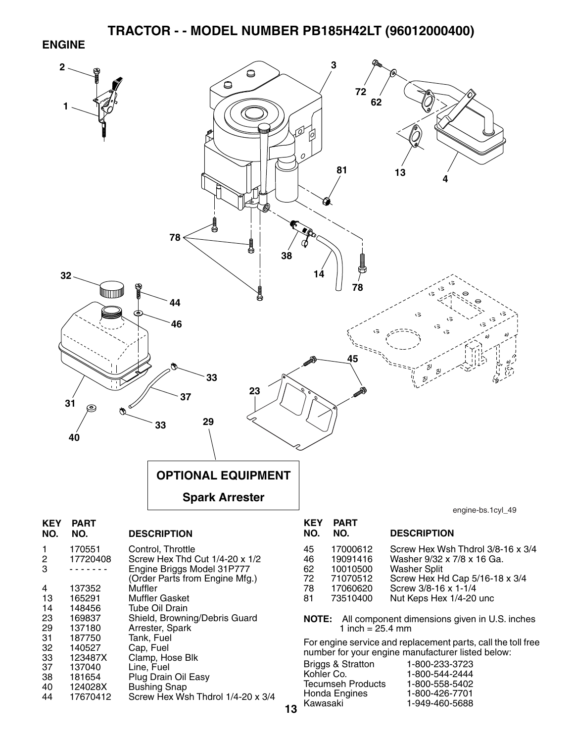# TRACTOR - - MODEL NUMBER PB185H42LT (96012000400)

## ENGINE

**OPTIONAL EQUIPMENT**

**Spark Arrester**

engine-bs.1cyl_49

| KEY NO. | PART NO. | DESCRIPTION |
|---|---|---|
| 1 | 170551 | Control, Throttle |
| 2 | 17720408 | Screw Hex Thd Cut 1/4-20 x 1/2 |
| 3 | - - - - - - - | Engine Briggs Model 31P777 (Order Parts from Engine Mfg.) |
| 4 | 137352 | Muffler |
| 13 | 165291 | Muffler Gasket |
| 14 | 148456 | Tube Oil Drain |
| 23 | 169837 | Shield, Browning/Debris Guard |
| 29 | 137180 | Arrester, Spark |
| 31 | 187750 | Tank, Fuel |
| 32 | 140527 | Cap, Fuel |
| 33 | 123487X | Clamp, Hose Blk |
| 37 | 137040 | Line, Fuel |
| 38 | 181654 | Plug Drain Oil Easy |
| 40 | 124028X | Bushing Snap |
| 44 | 17670412 | Screw Hex Wsh Thdrol 1/4-20 x 3/4 |
| 45 | 17000612 | Screw Hex Wsh Thdrol 3/8-16 x 3/4 |
| 46 | 19091416 | Washer 9/32 x 7/8 x 16 Ga. |
| 62 | 10010500 | Washer Split |
| 72 | 71070512 | Screw Hex Hd Cap 5/16-18 x 3/4 |
| 78 | 17060620 | Screw 3/8-16 x 1-1/4 |
| 81 | 73510400 | Nut Keps Hex 1/4-20 unc |

**NOTE:** All component dimensions given in U.S. inches
1 inch = 25.4 mm

For engine service and replacement parts, call the toll free number for your engine manufacturer listed below:

| | |
|---|---|
| Briggs & Stratton | 1-800-233-3723 |
| Kohler Co. | 1-800-544-2444 |
| Tecumseh Products | 1-800-558-5402 |
| Honda Engines | 1-800-426-7701 |
| Kawasaki | 1-949-460-5688 |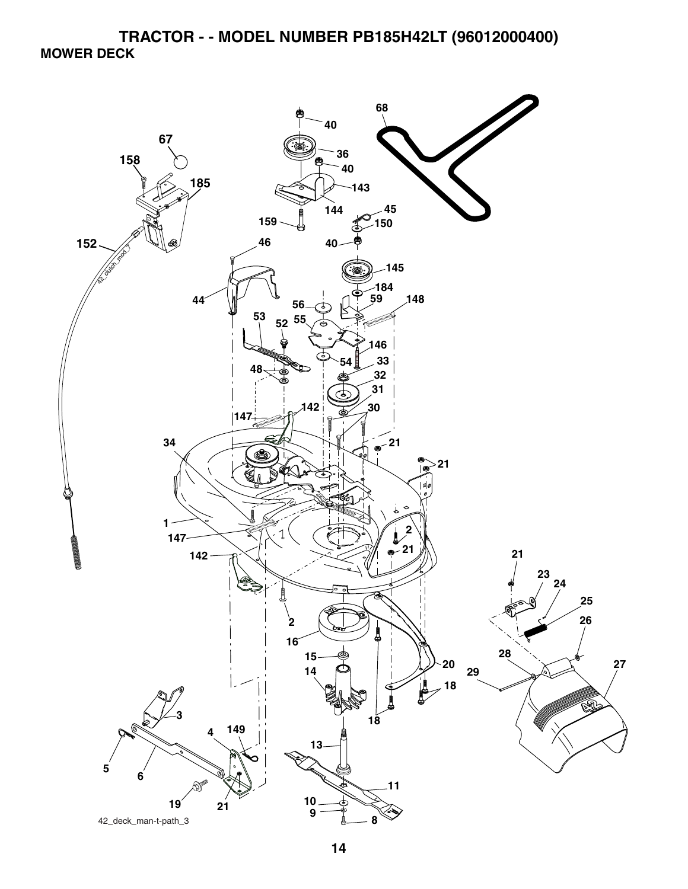# TRACTOR - - MODEL NUMBER PB185H42LT (96012000400)

## MOWER DECK

42_deck_man-t-path_3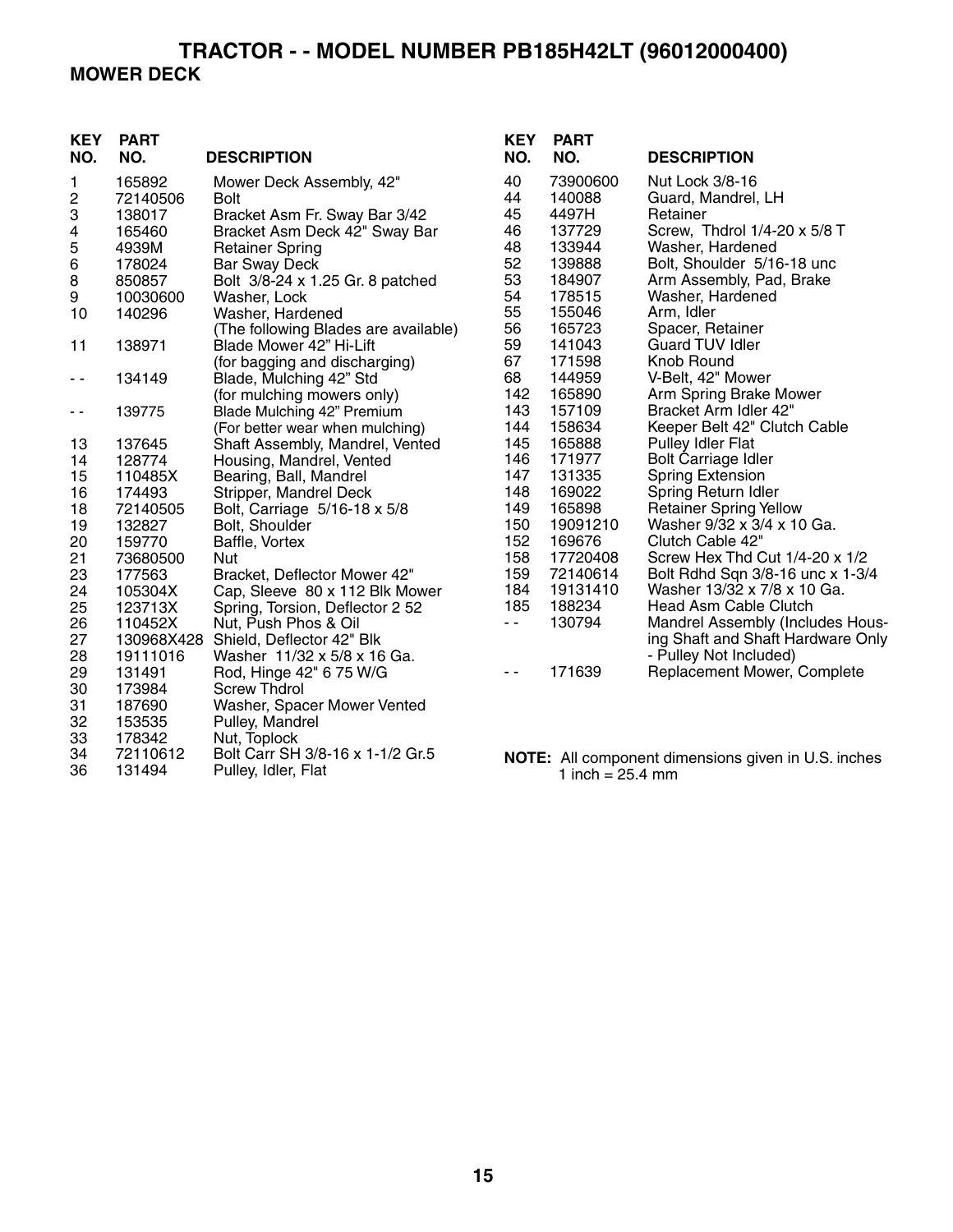# TRACTOR - - MODEL NUMBER PB185H42LT (96012000400)

## MOWER DECK

| KEY NO. | PART NO. | DESCRIPTION |
|---|---|---|
| 1 | 165892 | Mower Deck Assembly, 42" |
| 2 | 72140506 | Bolt |
| 3 | 138017 | Bracket Asm Fr. Sway Bar 3/42 |
| 4 | 165460 | Bracket Asm Deck 42" Sway Bar |
| 5 | 4939M | Retainer Spring |
| 6 | 178024 | Bar Sway Deck |
| 8 | 850857 | Bolt 3/8-24 x 1.25 Gr. 8 patched |
| 9 | 10030600 | Washer, Lock |
| 10 | 140296 | Washer, Hardened |
| | | (The following Blades are available) |
| 11 | 138971 | Blade Mower 42" Hi-Lift (for bagging and discharging) |
| - - | 134149 | Blade, Mulching 42" Std (for mulching mowers only) |
| - - | 139775 | Blade Mulching 42" Premium (For better wear when mulching) |
| 13 | 137645 | Shaft Assembly, Mandrel, Vented |
| 14 | 128774 | Housing, Mandrel, Vented |
| 15 | 110485X | Bearing, Ball, Mandrel |
| 16 | 174493 | Stripper, Mandrel Deck |
| 18 | 72140505 | Bolt, Carriage 5/16-18 x 5/8 |
| 19 | 132827 | Bolt, Shoulder |
| 20 | 159770 | Baffle, Vortex |
| 21 | 73680500 | Nut |
| 23 | 177563 | Bracket, Deflector Mower 42" |
| 24 | 105304X | Cap, Sleeve 80 x 112 Blk Mower |
| 25 | 123713X | Spring, Torsion, Deflector 2 52 |
| 26 | 110452X | Nut, Push Phos & Oil |
| 27 | 130968X428 | Shield, Deflector 42" Blk |
| 28 | 19111016 | Washer 11/32 x 5/8 x 16 Ga. |
| 29 | 131491 | Rod, Hinge 42" 6 75 W/G |
| 30 | 173984 | Screw Thdrol |
| 31 | 187690 | Washer, Spacer Mower Vented |
| 32 | 153535 | Pulley, Mandrel |
| 33 | 178342 | Nut, Toplock |
| 34 | 72110612 | Bolt Carr SH 3/8-16 x 1-1/2 Gr.5 |
| 36 | 131494 | Pulley, Idler, Flat |
| 40 | 73900600 | Nut Lock 3/8-16 |
| 44 | 140088 | Guard, Mandrel, LH |
| 45 | 4497H | Retainer |
| 46 | 137729 | Screw, Thdrol 1/4-20 x 5/8 T |
| 48 | 133944 | Washer, Hardened |
| 52 | 139888 | Bolt, Shoulder 5/16-18 unc |
| 53 | 184907 | Arm Assembly, Pad, Brake |
| 54 | 178515 | Washer, Hardened |
| 55 | 155046 | Arm, Idler |
| 56 | 165723 | Spacer, Retainer |
| 59 | 141043 | Guard TUV Idler |
| 67 | 171598 | Knob Round |
| 68 | 144959 | V-Belt, 42" Mower |
| 142 | 165890 | Arm Spring Brake Mower |
| 143 | 157109 | Bracket Arm Idler 42" |
| 144 | 158634 | Keeper Belt 42" Clutch Cable |
| 145 | 165888 | Pulley Idler Flat |
| 146 | 171977 | Bolt Carriage Idler |
| 147 | 131335 | Spring Extension |
| 148 | 169022 | Spring Return Idler |
| 149 | 165898 | Retainer Spring Yellow |
| 150 | 19091210 | Washer 9/32 x 3/4 x 10 Ga. |
| 152 | 169676 | Clutch Cable 42" |
| 158 | 17720408 | Screw Hex Thd Cut 1/4-20 x 1/2 |
| 159 | 72140614 | Bolt Rdhd Sqn 3/8-16 unc x 1-3/4 |
| 184 | 19131410 | Washer 13/32 x 7/8 x 10 Ga. |
| 185 | 188234 | Head Asm Cable Clutch |
| - - | 130794 | Mandrel Assembly (Includes Housing Shaft and Shaft Hardware Only - Pulley Not Included) |
| - - | 171639 | Replacement Mower, Complete |

**NOTE:** All component dimensions given in U.S. inches
1 inch = 25.4 mm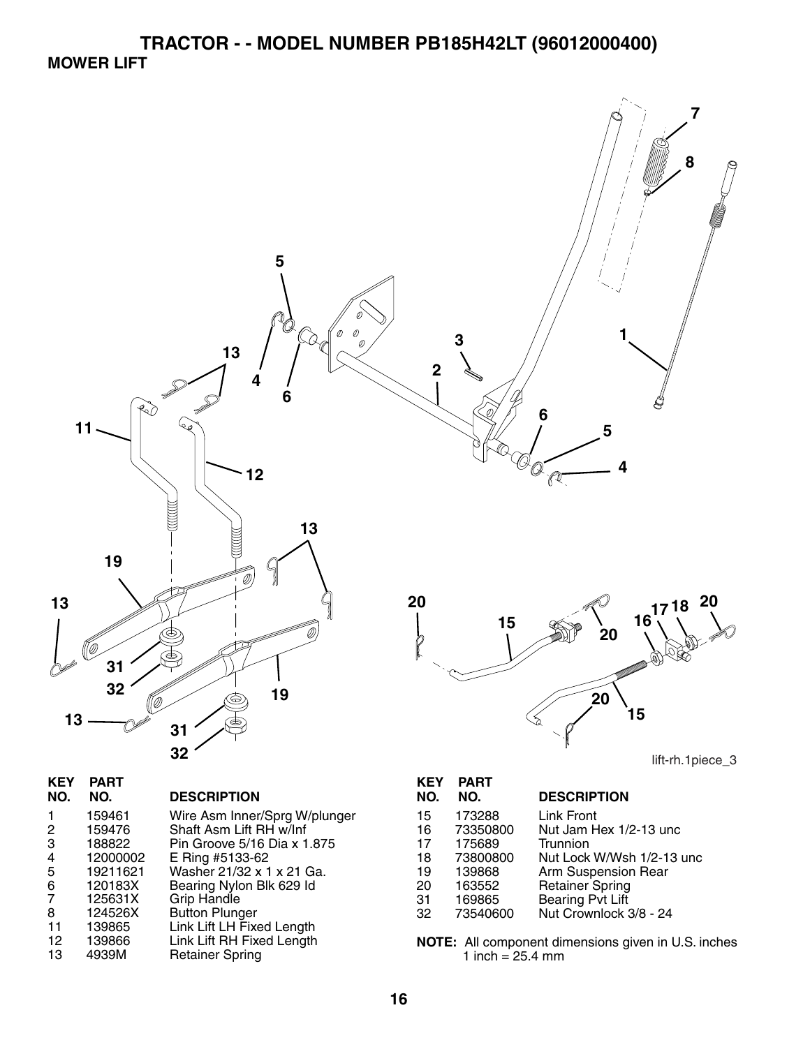# TRACTOR - - MODEL NUMBER PB185H42LT (96012000400)

## MOWER LIFT

lift-rh.1piece_3

| KEY NO. | PART NO. | DESCRIPTION |
|---|---|---|
| 1 | 159461 | Wire Asm Inner/Sprg W/plunger |
| 2 | 159476 | Shaft Asm Lift RH w/Inf |
| 3 | 188822 | Pin Groove 5/16 Dia x 1.875 |
| 4 | 12000002 | E Ring #5133-62 |
| 5 | 19211621 | Washer 21/32 x 1 x 21 Ga. |
| 6 | 120183X | Bearing Nylon Blk 629 Id |
| 7 | 125631X | Grip Handle |
| 8 | 124526X | Button Plunger |
| 11 | 139865 | Link Lift LH Fixed Length |
| 12 | 139866 | Link Lift RH Fixed Length |
| 13 | 4939M | Retainer Spring |
| 15 | 173288 | Link Front |
| 16 | 73350800 | Nut Jam Hex 1/2-13 unc |
| 17 | 175689 | Trunnion |
| 18 | 73800800 | Nut Lock W/Wsh 1/2-13 unc |
| 19 | 139868 | Arm Suspension Rear |
| 20 | 163552 | Retainer Spring |
| 31 | 169865 | Bearing Pvt Lift |
| 32 | 73540600 | Nut Crownlock 3/8 - 24 |

**NOTE:** All component dimensions given in U.S. inches
1 inch = 25.4 mm